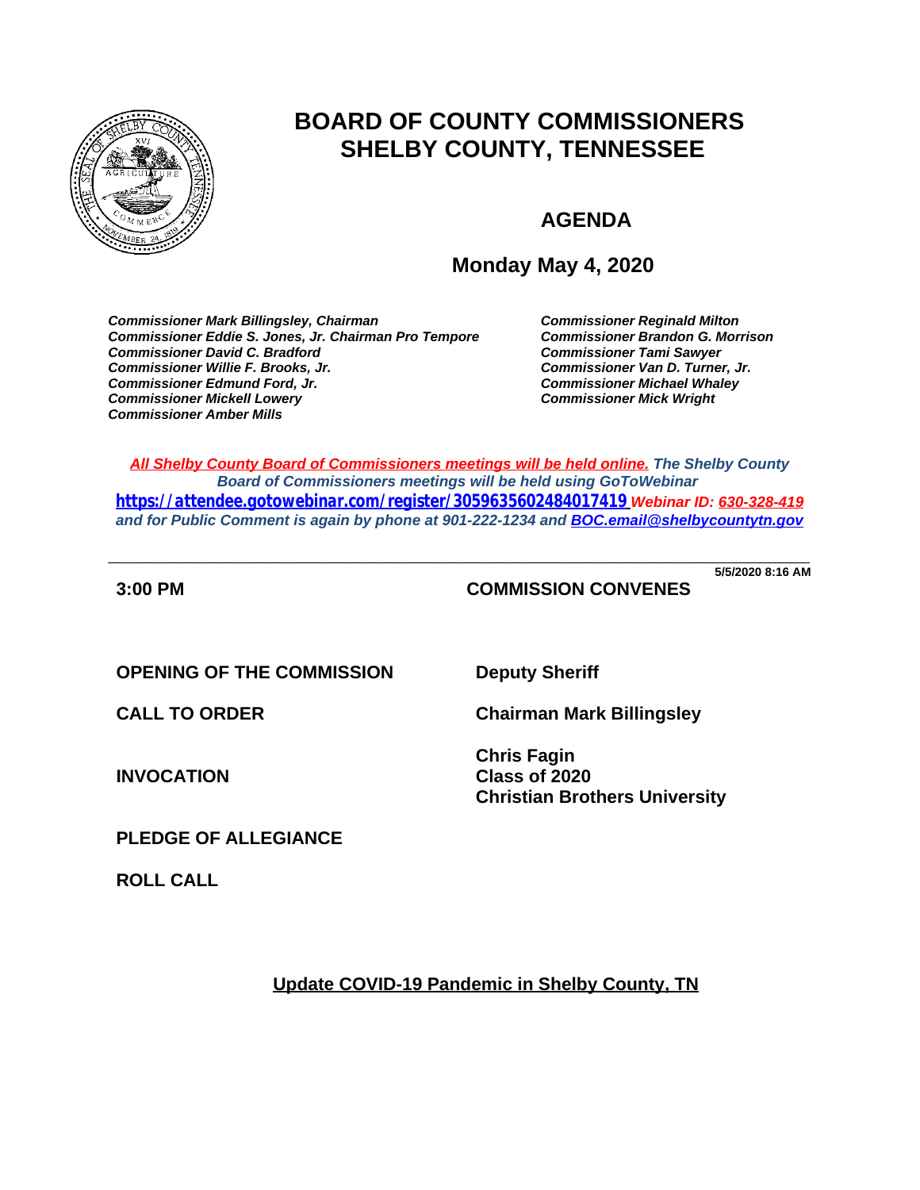# BOARD OF COUNTY COMMISSIONERS
# SHELBY COUNTY, TENNESSEE

## AGENDA

## Monday May 4, 2020

***Commissioner Mark Billingsley, Chairman***
***Commissioner Eddie S. Jones, Jr. Chairman Pro Tempore***
***Commissioner David C. Bradford***
***Commissioner Willie F. Brooks, Jr.***
***Commissioner Edmund Ford, Jr.***
***Commissioner Mickell Lowery***
***Commissioner Amber Mills***
***Commissioner Reginald Milton***
***Commissioner Brandon G. Morrison***
***Commissioner Tami Sawyer***
***Commissioner Van D. Turner, Jr.***
***Commissioner Michael Whaley***
***Commissioner Mick Wright***

***All Shelby County Board of Commissioners meetings will be held online. The Shelby County Board of Commissioners meetings will be held using GoToWebinar*** **https://attendee.gotowebinar.com/register/3059635602484017419** ***Webinar ID: 630-328-419 and for Public Comment is again by phone at 901-222-1234 and BOC.email@shelbycountytn.gov***

---

**5/5/2020 8:16 AM**

**3:00 PM** **COMMISSION CONVENES**

**OPENING OF THE COMMISSION** **Deputy Sheriff**

**CALL TO ORDER** **Chairman Mark Billingsley**

**INVOCATION** **Chris Fagin**
**Class of 2020**
**Christian Brothers University**

**PLEDGE OF ALLEGIANCE**

**ROLL CALL**

**Update COVID-19 Pandemic in Shelby County, TN**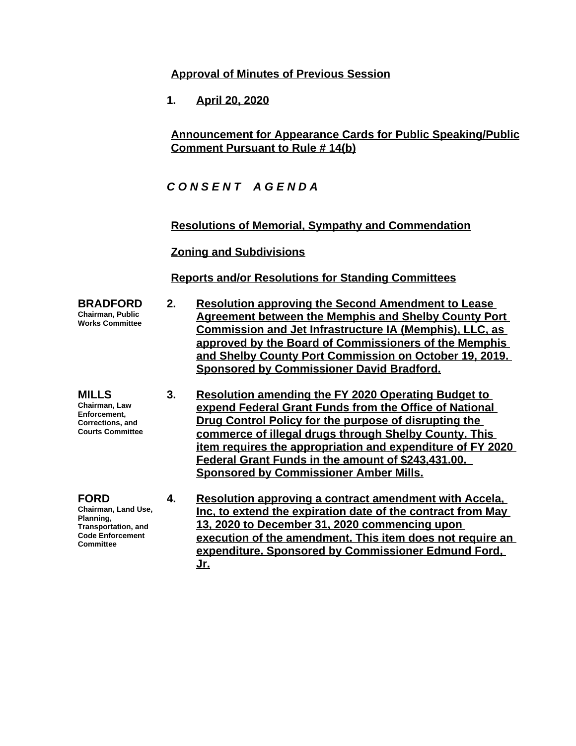**Approval of Minutes of Previous Session**

1. **April 20, 2020**

**Announcement for Appearance Cards for Public Speaking/Public Comment Pursuant to Rule # 14(b)**

***C O N S E N T   A G E N D A***

**Resolutions of Memorial, Sympathy and Commendation**

**Zoning and Subdivisions**

**Reports and/or Resolutions for Standing Committees**

**BRADFORD**
**Chairman, Public Works Committee**

2. **Resolution approving the Second Amendment to Lease Agreement between the Memphis and Shelby County Port Commission and Jet Infrastructure IA (Memphis), LLC, as approved by the Board of Commissioners of the Memphis and Shelby County Port Commission on October 19, 2019. Sponsored by Commissioner David Bradford.**

**MILLS**
**Chairman, Law Enforcement, Corrections, and Courts Committee**

3. **Resolution amending the FY 2020 Operating Budget to expend Federal Grant Funds from the Office of National Drug Control Policy for the purpose of disrupting the commerce of illegal drugs through Shelby County. This item requires the appropriation and expenditure of FY 2020 Federal Grant Funds in the amount of $243,431.00. Sponsored by Commissioner Amber Mills.**

**FORD**
**Chairman, Land Use, Planning, Transportation, and Code Enforcement Committee**

4. **Resolution approving a contract amendment with Accela, Inc, to extend the expiration date of the contract from May 13, 2020 to December 31, 2020 commencing upon execution of the amendment. This item does not require an expenditure. Sponsored by Commissioner Edmund Ford, Jr.**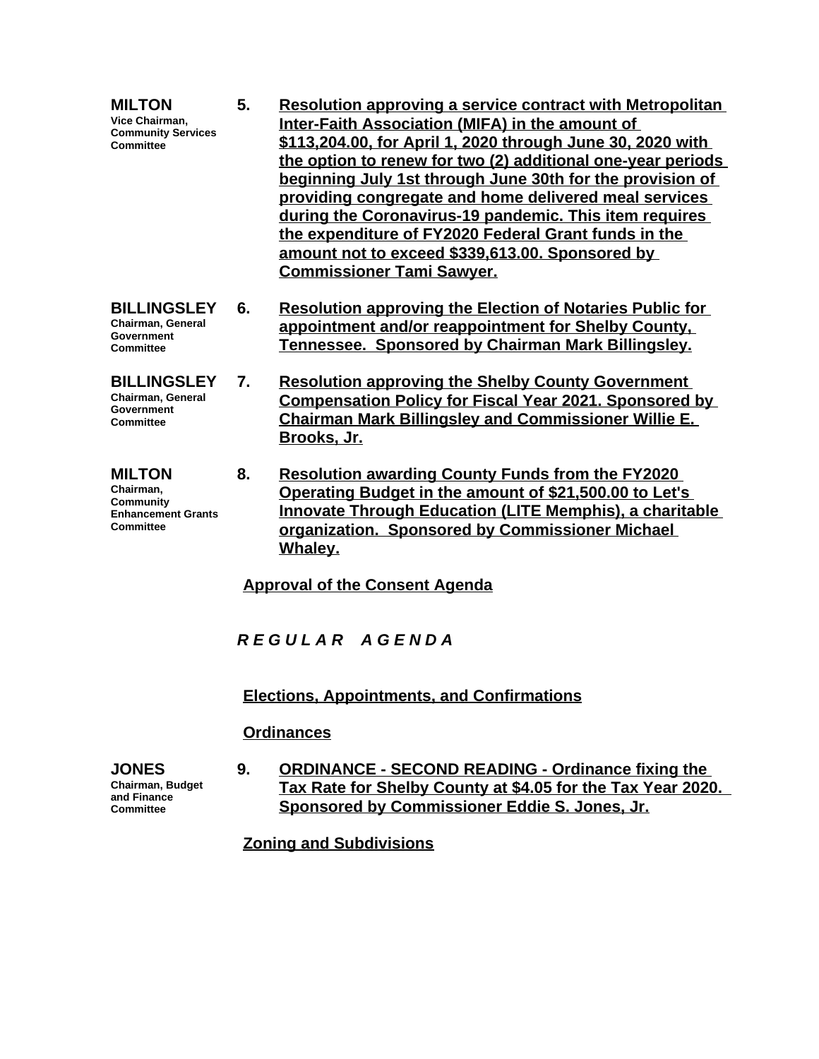**MILTON**
**Vice Chairman, Community Services Committee**

**5. Resolution approving a service contract with Metropolitan Inter-Faith Association (MIFA) in the amount of $113,204.00, for April 1, 2020 through June 30, 2020 with the option to renew for two (2) additional one-year periods beginning July 1st through June 30th for the provision of providing congregate and home delivered meal services during the Coronavirus-19 pandemic. This item requires the expenditure of FY2020 Federal Grant funds in the amount not to exceed $339,613.00. Sponsored by Commissioner Tami Sawyer.**

**BILLINGSLEY**
**Chairman, General Government Committee**

**6. Resolution approving the Election of Notaries Public for appointment and/or reappointment for Shelby County, Tennessee. Sponsored by Chairman Mark Billingsley.**

**BILLINGSLEY**
**Chairman, General Government Committee**

**7. Resolution approving the Shelby County Government Compensation Policy for Fiscal Year 2021. Sponsored by Chairman Mark Billingsley and Commissioner Willie E. Brooks, Jr.**

**MILTON**
**Chairman, Community Enhancement Grants Committee**

**8. Resolution awarding County Funds from the FY2020 Operating Budget in the amount of $21,500.00 to Let's Innovate Through Education (LITE Memphis), a charitable organization. Sponsored by Commissioner Michael Whaley.**

**Approval of the Consent Agenda**

## ***R E G U L A R   A G E N D A***

**Elections, Appointments, and Confirmations**

**Ordinances**

**JONES**
**Chairman, Budget and Finance Committee**

**9. ORDINANCE - SECOND READING - Ordinance fixing the Tax Rate for Shelby County at $4.05 for the Tax Year 2020. Sponsored by Commissioner Eddie S. Jones, Jr.**

**Zoning and Subdivisions**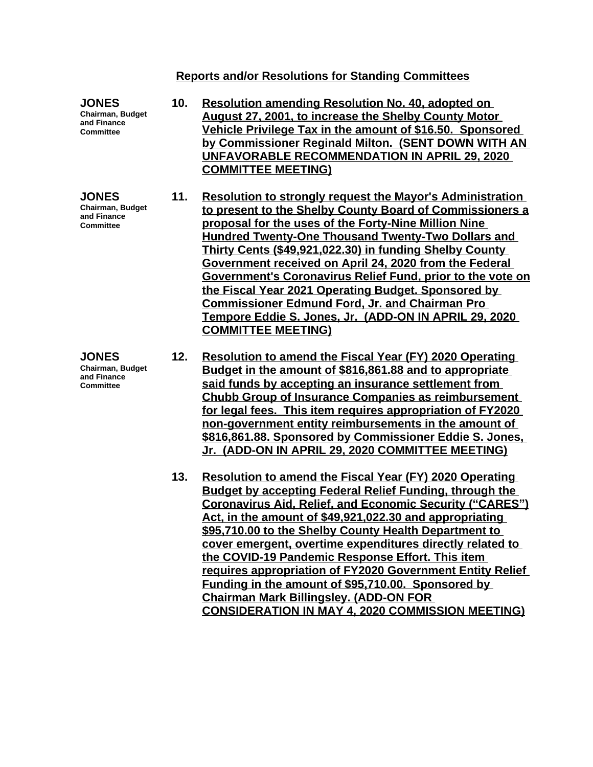## Reports and/or Resolutions for Standing Committees

**JONES**
Chairman, Budget and Finance Committee

**10. Resolution amending Resolution No. 40, adopted on August 27, 2001, to increase the Shelby County Motor Vehicle Privilege Tax in the amount of $16.50. Sponsored by Commissioner Reginald Milton. (SENT DOWN WITH AN UNFAVORABLE RECOMMENDATION IN APRIL 29, 2020 COMMITTEE MEETING)**

**JONES**
Chairman, Budget and Finance Committee

**11. Resolution to strongly request the Mayor's Administration to present to the Shelby County Board of Commissioners a proposal for the uses of the Forty-Nine Million Nine Hundred Twenty-One Thousand Twenty-Two Dollars and Thirty Cents ($49,921,022.30) in funding Shelby County Government received on April 24, 2020 from the Federal Government's Coronavirus Relief Fund, prior to the vote on the Fiscal Year 2021 Operating Budget. Sponsored by Commissioner Edmund Ford, Jr. and Chairman Pro Tempore Eddie S. Jones, Jr. (ADD-ON IN APRIL 29, 2020 COMMITTEE MEETING)**

**JONES**
Chairman, Budget and Finance Committee

**12. Resolution to amend the Fiscal Year (FY) 2020 Operating Budget in the amount of $816,861.88 and to appropriate said funds by accepting an insurance settlement from Chubb Group of Insurance Companies as reimbursement for legal fees. This item requires appropriation of FY2020 non-government entity reimbursements in the amount of $816,861.88. Sponsored by Commissioner Eddie S. Jones, Jr. (ADD-ON IN APRIL 29, 2020 COMMITTEE MEETING)**

**13. Resolution to amend the Fiscal Year (FY) 2020 Operating Budget by accepting Federal Relief Funding, through the Coronavirus Aid, Relief, and Economic Security ("CARES") Act, in the amount of $49,921,022.30 and appropriating $95,710.00 to the Shelby County Health Department to cover emergent, overtime expenditures directly related to the COVID-19 Pandemic Response Effort. This item requires appropriation of FY2020 Government Entity Relief Funding in the amount of $95,710.00. Sponsored by Chairman Mark Billingsley. (ADD-ON FOR CONSIDERATION IN MAY 4, 2020 COMMISSION MEETING)**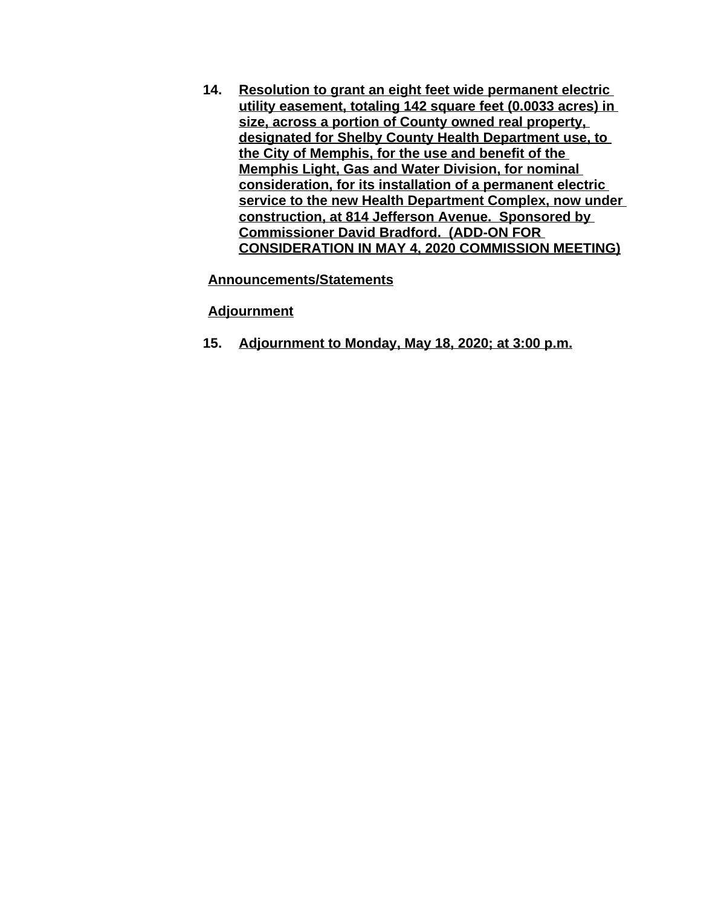14. **Resolution to grant an eight feet wide permanent electric utility easement, totaling 142 square feet (0.0033 acres) in size, across a portion of County owned real property, designated for Shelby County Health Department use, to the City of Memphis, for the use and benefit of the Memphis Light, Gas and Water Division, for nominal consideration, for its installation of a permanent electric service to the new Health Department Complex, now under construction, at 814 Jefferson Avenue. Sponsored by Commissioner David Bradford. (ADD-ON FOR CONSIDERATION IN MAY 4, 2020 COMMISSION MEETING)**

**Announcements/Statements**

**Adjournment**

15. **Adjournment to Monday, May 18, 2020; at 3:00 p.m.**